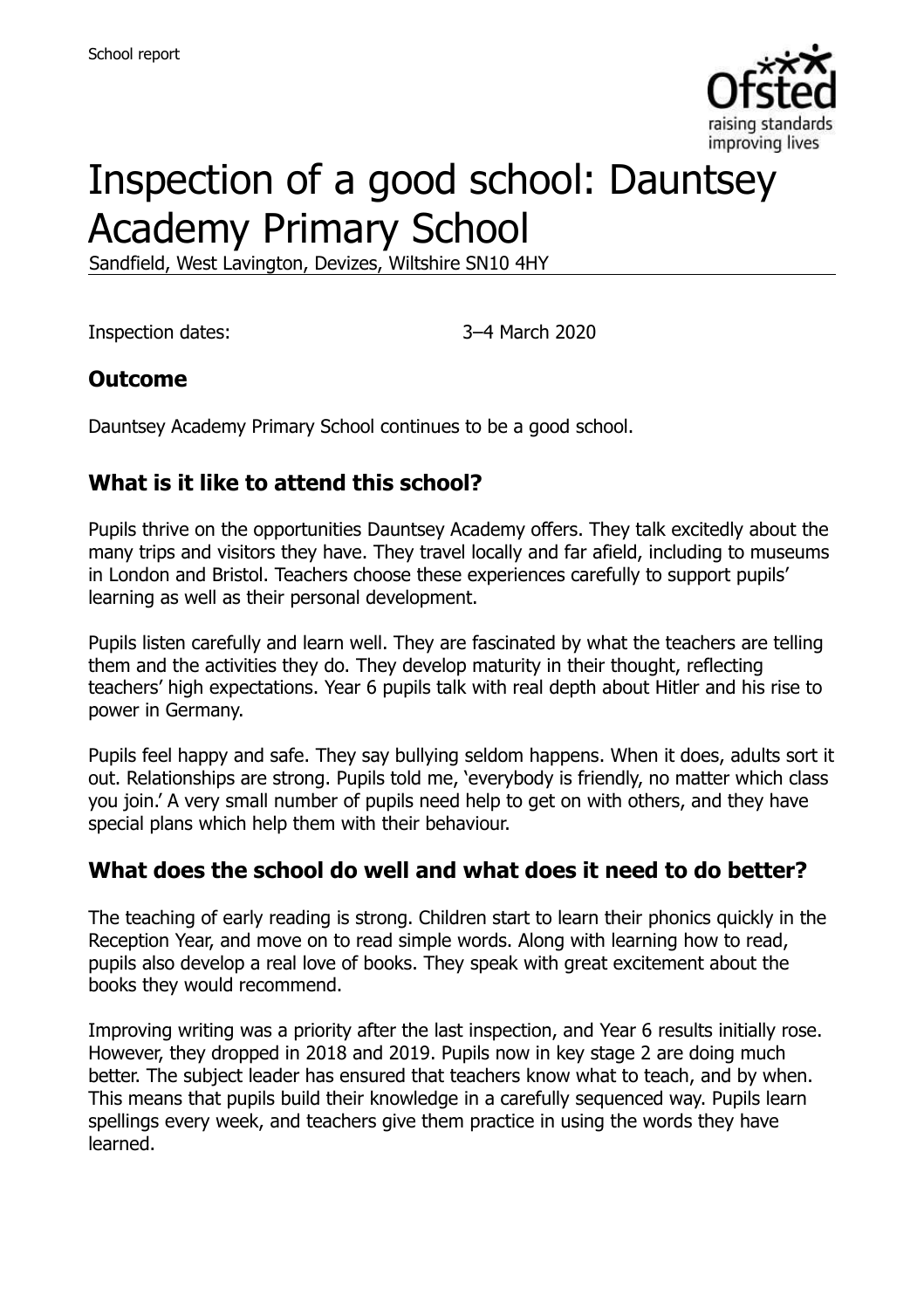School report

# Inspection of a good school: Dauntsey Academy Primary School

Sandfield, West Lavington, Devizes, Wiltshire SN10 4HY

Inspection dates: 3–4 March 2020

## Outcome

Dauntsey Academy Primary School continues to be a good school.

## What is it like to attend this school?

Pupils thrive on the opportunities Dauntsey Academy offers. They talk excitedly about the many trips and visitors they have. They travel locally and far afield, including to museums in London and Bristol. Teachers choose these experiences carefully to support pupils' learning as well as their personal development.

Pupils listen carefully and learn well. They are fascinated by what the teachers are telling them and the activities they do. They develop maturity in their thought, reflecting teachers' high expectations. Year 6 pupils talk with real depth about Hitler and his rise to power in Germany.

Pupils feel happy and safe. They say bullying seldom happens. When it does, adults sort it out. Relationships are strong. Pupils told me, 'everybody is friendly, no matter which class you join.' A very small number of pupils need help to get on with others, and they have special plans which help them with their behaviour.

## What does the school do well and what does it need to do better?

The teaching of early reading is strong. Children start to learn their phonics quickly in the Reception Year, and move on to read simple words. Along with learning how to read, pupils also develop a real love of books. They speak with great excitement about the books they would recommend.

Improving writing was a priority after the last inspection, and Year 6 results initially rose. However, they dropped in 2018 and 2019. Pupils now in key stage 2 are doing much better. The subject leader has ensured that teachers know what to teach, and by when. This means that pupils build their knowledge in a carefully sequenced way. Pupils learn spellings every week, and teachers give them practice in using the words they have learned.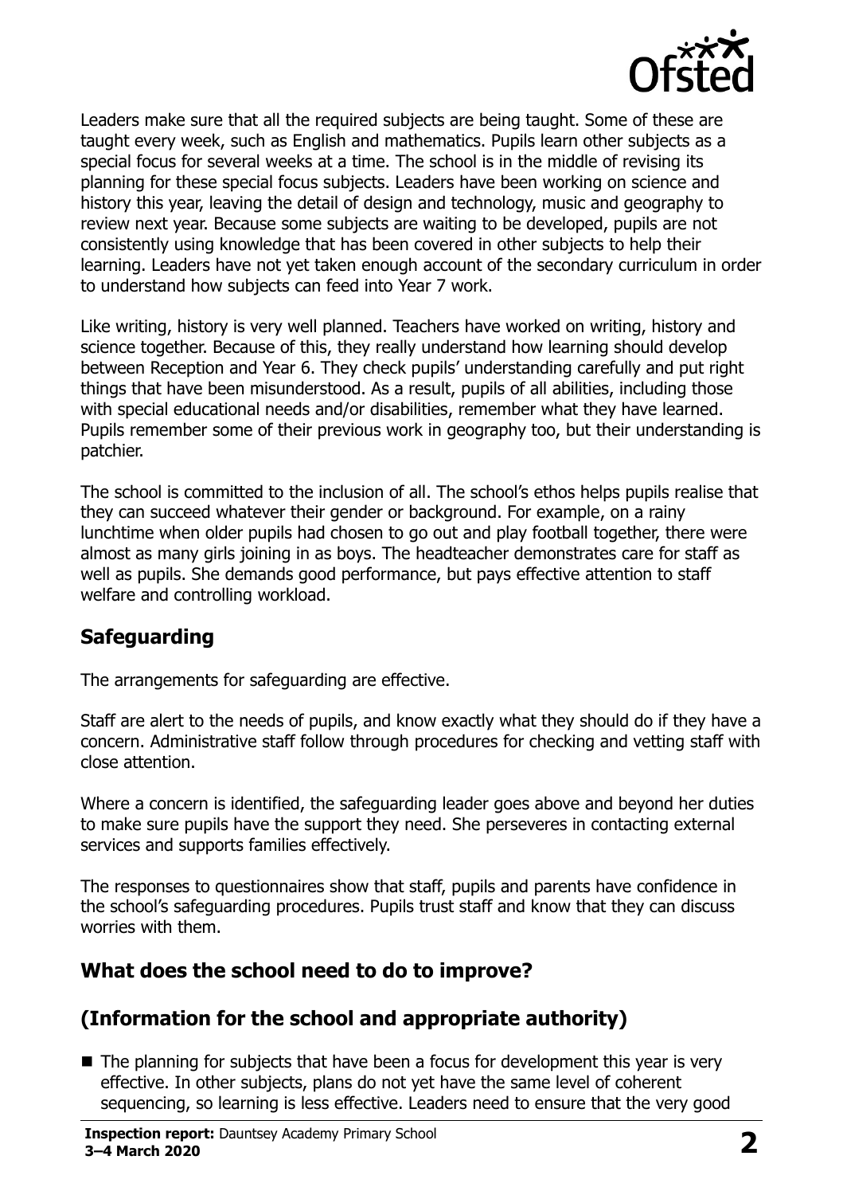Leaders make sure that all the required subjects are being taught. Some of these are taught every week, such as English and mathematics. Pupils learn other subjects as a special focus for several weeks at a time. The school is in the middle of revising its planning for these special focus subjects. Leaders have been working on science and history this year, leaving the detail of design and technology, music and geography to review next year. Because some subjects are waiting to be developed, pupils are not consistently using knowledge that has been covered in other subjects to help their learning. Leaders have not yet taken enough account of the secondary curriculum in order to understand how subjects can feed into Year 7 work.

Like writing, history is very well planned. Teachers have worked on writing, history and science together. Because of this, they really understand how learning should develop between Reception and Year 6. They check pupils' understanding carefully and put right things that have been misunderstood. As a result, pupils of all abilities, including those with special educational needs and/or disabilities, remember what they have learned. Pupils remember some of their previous work in geography too, but their understanding is patchier.

The school is committed to the inclusion of all. The school's ethos helps pupils realise that they can succeed whatever their gender or background. For example, on a rainy lunchtime when older pupils had chosen to go out and play football together, there were almost as many girls joining in as boys. The headteacher demonstrates care for staff as well as pupils. She demands good performance, but pays effective attention to staff welfare and controlling workload.

## Safeguarding

The arrangements for safeguarding are effective.

Staff are alert to the needs of pupils, and know exactly what they should do if they have a concern. Administrative staff follow through procedures for checking and vetting staff with close attention.

Where a concern is identified, the safeguarding leader goes above and beyond her duties to make sure pupils have the support they need. She perseveres in contacting external services and supports families effectively.

The responses to questionnaires show that staff, pupils and parents have confidence in the school's safeguarding procedures. Pupils trust staff and know that they can discuss worries with them.

## What does the school need to do to improve?

## (Information for the school and appropriate authority)

- The planning for subjects that have been a focus for development this year is very effective. In other subjects, plans do not yet have the same level of coherent sequencing, so learning is less effective. Leaders need to ensure that the very good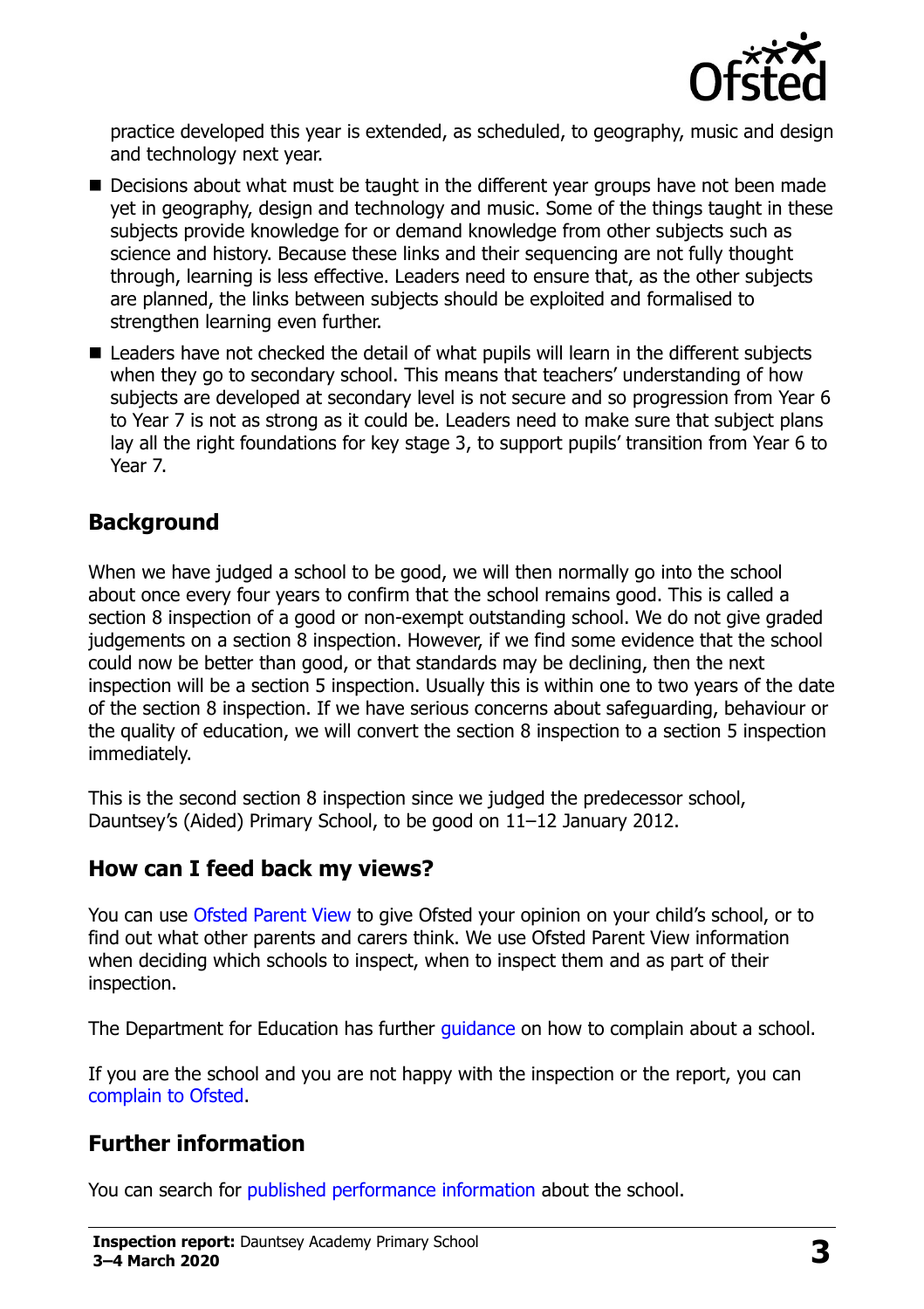practice developed this year is extended, as scheduled, to geography, music and design and technology next year.

- Decisions about what must be taught in the different year groups have not been made yet in geography, design and technology and music. Some of the things taught in these subjects provide knowledge for or demand knowledge from other subjects such as science and history. Because these links and their sequencing are not fully thought through, learning is less effective. Leaders need to ensure that, as the other subjects are planned, the links between subjects should be exploited and formalised to strengthen learning even further.
- Leaders have not checked the detail of what pupils will learn in the different subjects when they go to secondary school. This means that teachers' understanding of how subjects are developed at secondary level is not secure and so progression from Year 6 to Year 7 is not as strong as it could be. Leaders need to make sure that subject plans lay all the right foundations for key stage 3, to support pupils' transition from Year 6 to Year 7.

## Background

When we have judged a school to be good, we will then normally go into the school about once every four years to confirm that the school remains good. This is called a section 8 inspection of a good or non-exempt outstanding school. We do not give graded judgements on a section 8 inspection. However, if we find some evidence that the school could now be better than good, or that standards may be declining, then the next inspection will be a section 5 inspection. Usually this is within one to two years of the date of the section 8 inspection. If we have serious concerns about safeguarding, behaviour or the quality of education, we will convert the section 8 inspection to a section 5 inspection immediately.

This is the second section 8 inspection since we judged the predecessor school, Dauntsey's (Aided) Primary School, to be good on 11–12 January 2012.

## How can I feed back my views?

You can use Ofsted Parent View to give Ofsted your opinion on your child's school, or to find out what other parents and carers think. We use Ofsted Parent View information when deciding which schools to inspect, when to inspect them and as part of their inspection.

The Department for Education has further guidance on how to complain about a school.

If you are the school and you are not happy with the inspection or the report, you can complain to Ofsted.

## Further information

You can search for published performance information about the school.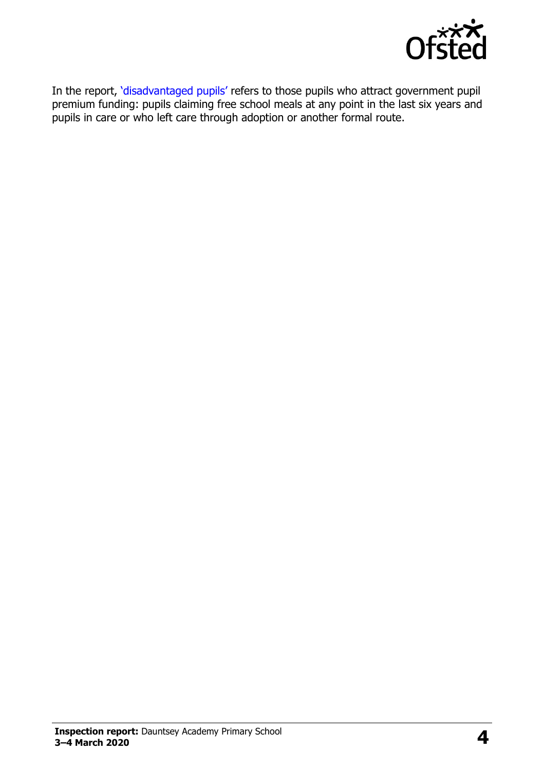In the report, 'disadvantaged pupils' refers to those pupils who attract government pupil premium funding: pupils claiming free school meals at any point in the last six years and pupils in care or who left care through adoption or another formal route.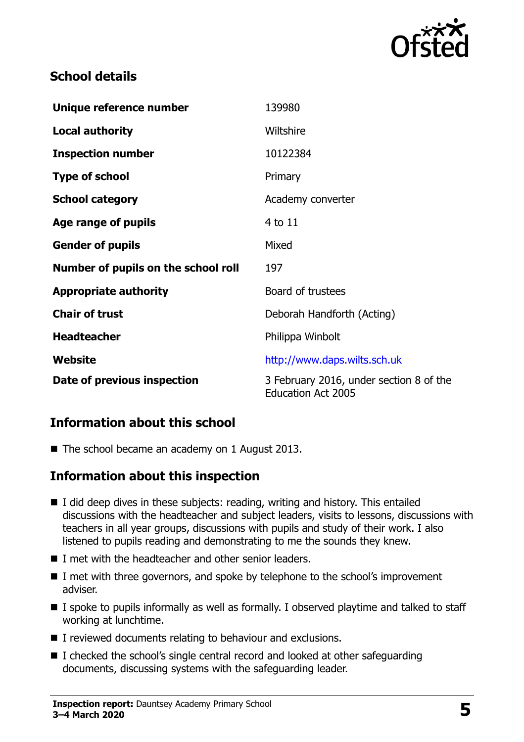## School details

| | |
|---|---|
| **Unique reference number** | 139980 |
| **Local authority** | Wiltshire |
| **Inspection number** | 10122384 |
| **Type of school** | Primary |
| **School category** | Academy converter |
| **Age range of pupils** | 4 to 11 |
| **Gender of pupils** | Mixed |
| **Number of pupils on the school roll** | 197 |
| **Appropriate authority** | Board of trustees |
| **Chair of trust** | Deborah Handforth (Acting) |
| **Headteacher** | Philippa Winbolt |
| **Website** | http://www.daps.wilts.sch.uk |
| **Date of previous inspection** | 3 February 2016, under section 8 of the Education Act 2005 |

## Information about this school

- The school became an academy on 1 August 2013.

## Information about this inspection

- I did deep dives in these subjects: reading, writing and history. This entailed discussions with the headteacher and subject leaders, visits to lessons, discussions with teachers in all year groups, discussions with pupils and study of their work. I also listened to pupils reading and demonstrating to me the sounds they knew.
- I met with the headteacher and other senior leaders.
- I met with three governors, and spoke by telephone to the school's improvement adviser.
- I spoke to pupils informally as well as formally. I observed playtime and talked to staff working at lunchtime.
- I reviewed documents relating to behaviour and exclusions.
- I checked the school's single central record and looked at other safeguarding documents, discussing systems with the safeguarding leader.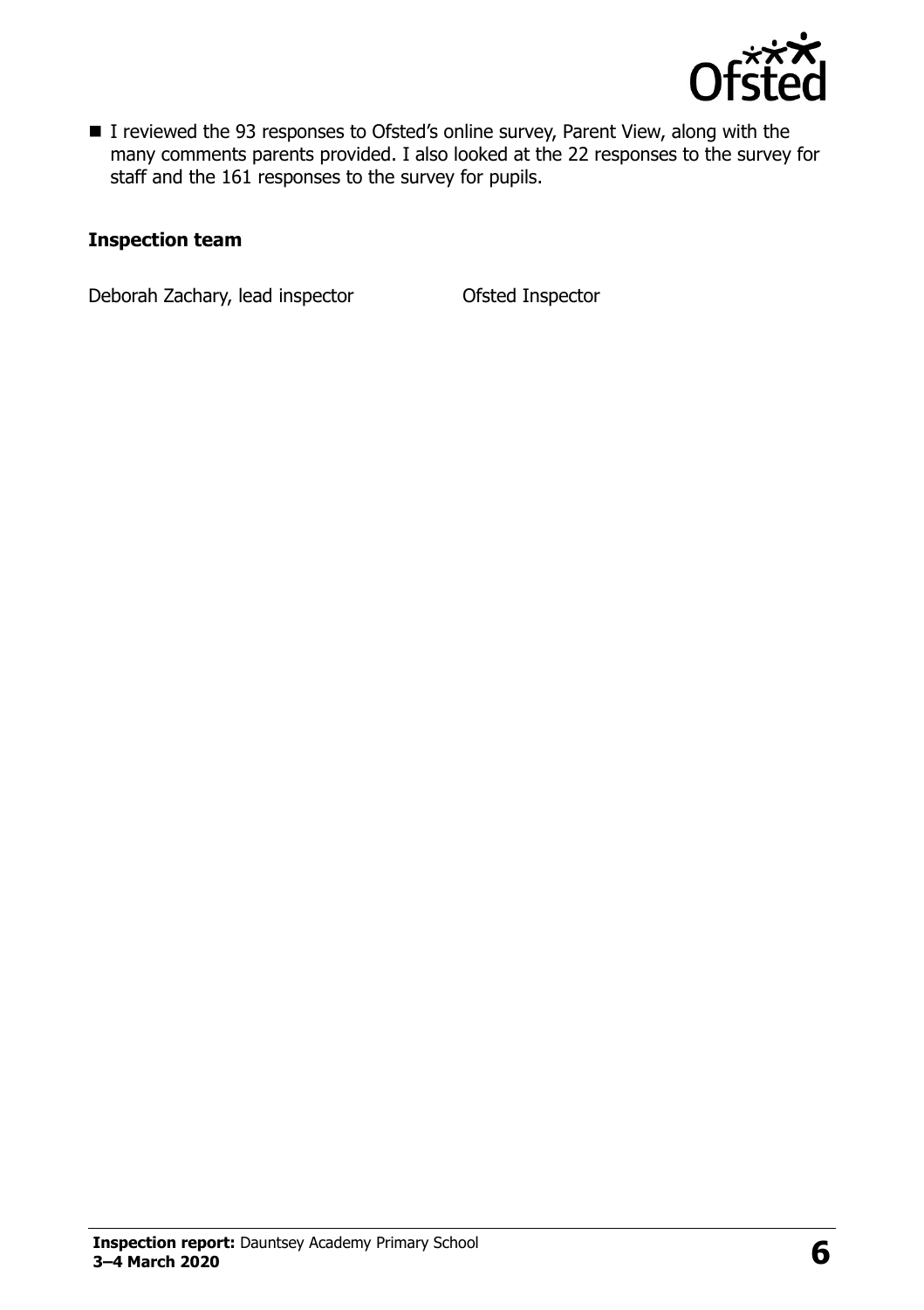- I reviewed the 93 responses to Ofsted's online survey, Parent View, along with the many comments parents provided. I also looked at the 22 responses to the survey for staff and the 161 responses to the survey for pupils.

**Inspection team**

| | |
|---|---|
| Deborah Zachary, lead inspector | Ofsted Inspector |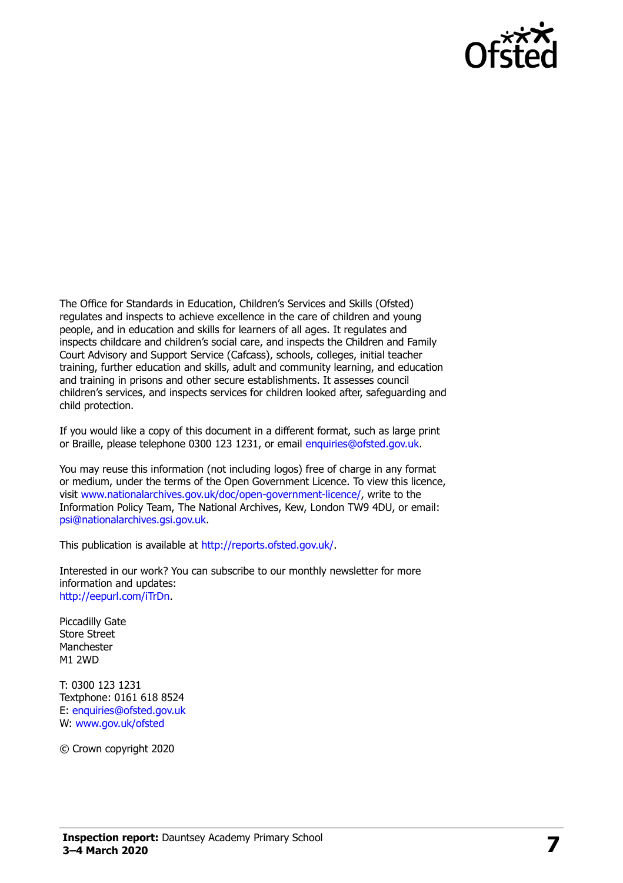The Office for Standards in Education, Children's Services and Skills (Ofsted) regulates and inspects to achieve excellence in the care of children and young people, and in education and skills for learners of all ages. It regulates and inspects childcare and children's social care, and inspects the Children and Family Court Advisory and Support Service (Cafcass), schools, colleges, initial teacher training, further education and skills, adult and community learning, and education and training in prisons and other secure establishments. It assesses council children's services, and inspects services for children looked after, safeguarding and child protection.

If you would like a copy of this document in a different format, such as large print or Braille, please telephone 0300 123 1231, or email enquiries@ofsted.gov.uk.

You may reuse this information (not including logos) free of charge in any format or medium, under the terms of the Open Government Licence. To view this licence, visit www.nationalarchives.gov.uk/doc/open-government-licence/, write to the Information Policy Team, The National Archives, Kew, London TW9 4DU, or email: psi@nationalarchives.gsi.gov.uk.

This publication is available at http://reports.ofsted.gov.uk/.

Interested in our work? You can subscribe to our monthly newsletter for more information and updates:
http://eepurl.com/iTrDn.

Piccadilly Gate
Store Street
Manchester
M1 2WD

T: 0300 123 1231
Textphone: 0161 618 8524
E: enquiries@ofsted.gov.uk
W: www.gov.uk/ofsted

© Crown copyright 2020